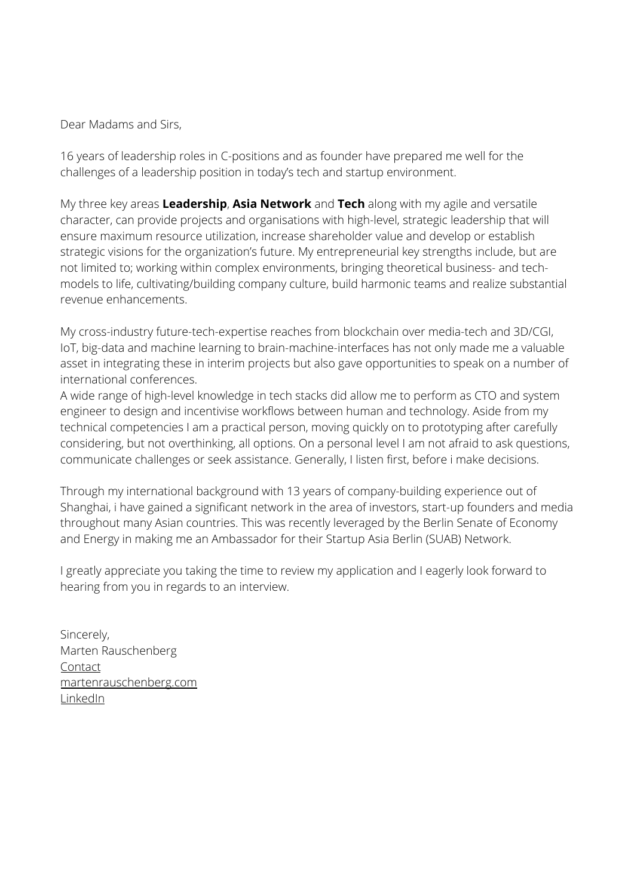Dear Madams and Sirs,

16 years of leadership roles in C-positions and as founder have prepared me well for the challenges of a leadership position in today's tech and startup environment.

My three key areas **Leadership**, **Asia Network** and **Tech** along with my agile and versatile character, can provide projects and organisations with high-level, strategic leadership that will ensure maximum resource utilization, increase shareholder value and develop or establish strategic visions for the organization's future. My entrepreneurial key strengths include, but are not limited to; working within complex environments, bringing theoretical business- and tech-models to life, cultivating/building company culture, build harmonic teams and realize substantial revenue enhancements.

My cross-industry future-tech-expertise reaches from blockchain over media-tech and 3D/CGI, IoT, big-data and machine learning to brain-machine-interfaces has not only made me a valuable asset in integrating these in interim projects but also gave opportunities to speak on a number of international conferences.
A wide range of high-level knowledge in tech stacks did allow me to perform as CTO and system engineer to design and incentivise workflows between human and technology. Aside from my technical competencies I am a practical person, moving quickly on to prototyping after carefully considering, but not overthinking, all options. On a personal level I am not afraid to ask questions, communicate challenges or seek assistance. Generally, I listen first, before i make decisions.

Through my international background with 13 years of company-building experience out of Shanghai, i have gained a significant network in the area of investors, start-up founders and media throughout many Asian countries. This was recently leveraged by the Berlin Senate of Economy and Energy in making me an Ambassador for their Startup Asia Berlin (SUAB) Network.

I greatly appreciate you taking the time to review my application and I eagerly look forward to hearing from you in regards to an interview.

Sincerely,
Marten Rauschenberg
Contact
martenrauschenberg.com
LinkedIn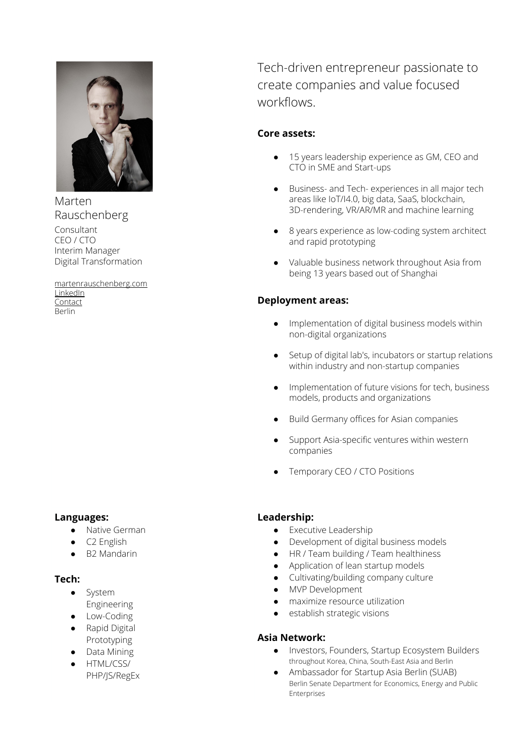Marten Rauschenberg

Consultant
CEO / CTO
Interim Manager
Digital Transformation

martenrauschenberg.com
LinkedIn
Contact
Berlin

Tech-driven entrepreneur passionate to create companies and value focused workflows.

**Core assets:**

- 15 years leadership experience as GM, CEO and CTO in SME and Start-ups
- Business- and Tech- experiences in all major tech areas like IoT/I4.0, big data, SaaS, blockchain, 3D-rendering, VR/AR/MR and machine learning
- 8 years experience as low-coding system architect and rapid prototyping
- Valuable business network throughout Asia from being 13 years based out of Shanghai

**Deployment areas:**

- Implementation of digital business models within non-digital organizations
- Setup of digital lab's, incubators or startup relations within industry and non-startup companies
- Implementation of future visions for tech, business models, products and organizations
- Build Germany offices for Asian companies
- Support Asia-specific ventures within western companies
- Temporary CEO / CTO Positions

**Languages:**

- Native German
- C2 English
- B2 Mandarin

**Tech:**

- System Engineering
- Low-Coding
- Rapid Digital Prototyping
- Data Mining
- HTML/CSS/ PHP/JS/RegEx

**Leadership:**

- Executive Leadership
- Development of digital business models
- HR / Team building / Team healthiness
- Application of lean startup models
- Cultivating/building company culture
- MVP Development
- maximize resource utilization
- establish strategic visions

**Asia Network:**

- Investors, Founders, Startup Ecosystem Builders
  throughout Korea, China, South-East Asia and Berlin
- Ambassador for Startup Asia Berlin (SUAB)
  Berlin Senate Department for Economics, Energy and Public Enterprises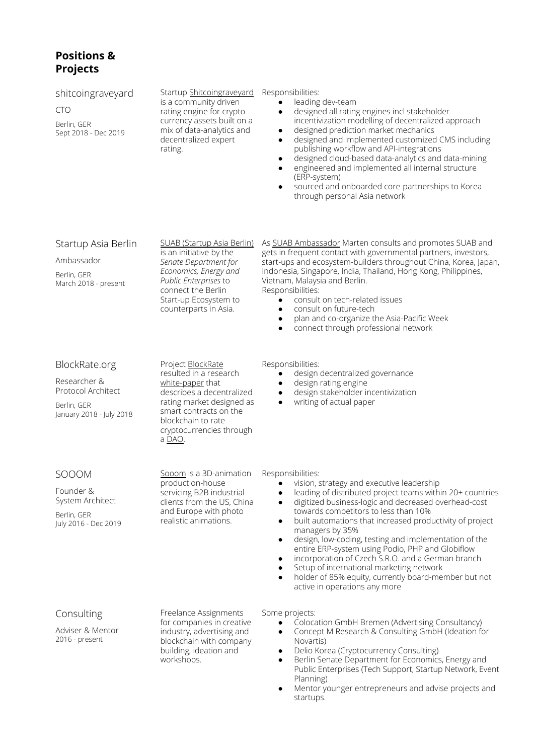## Positions & Projects

### shitcoingraveyard

CTO

Berlin, GER
Sept 2018 - Dec 2019

Startup Shitcoingraveyard is a community driven rating engine for crypto currency assets built on a mix of data-analytics and decentralized expert rating.

Responsibilities:

- leading dev-team
- designed all rating engines incl stakeholder incentivization modelling of decentralized approach
- designed prediction market mechanics
- designed and implemented customized CMS including publishing workflow and API-integrations
- designed cloud-based data-analytics and data-mining
- engineered and implemented all internal structure (ERP-system)
- sourced and onboarded core-partnerships to Korea through personal Asia network

### Startup Asia Berlin

Ambassador

Berlin, GER
March 2018 - present

SUAB (Startup Asia Berlin) is an initiative by the *Senate Department for Economics, Energy and Public Enterprises* to connect the Berlin Start-up Ecosystem to counterparts in Asia.

As SUAB Ambassador Marten consults and promotes SUAB and gets in frequent contact with governmental partners, investors, start-ups and ecosystem-builders throughout China, Korea, Japan, Indonesia, Singapore, India, Thailand, Hong Kong, Philippines, Vietnam, Malaysia and Berlin.
Responsibilities:

- consult on tech-related issues
- consult on future-tech
- plan and co-organize the Asia-Pacific Week
- connect through professional network

### BlockRate.org

Researcher & Protocol Architect

Berlin, GER
January 2018 - July 2018

Project BlockRate resulted in a research white-paper that describes a decentralized rating market designed as smart contracts on the blockchain to rate cryptocurrencies through a DAO.

Responsibilities:

- design decentralized governance
- design rating engine
- design stakeholder incentivization
- writing of actual paper

### SOOOM

Founder & System Architect

Berlin, GER
July 2016 - Dec 2019

Sooom is a 3D-animation production-house servicing B2B industrial clients from the US, China and Europe with photo realistic animations.

Responsibilities:

- vision, strategy and executive leadership
- leading of distributed project teams within 20+ countries
- digitized business-logic and decreased overhead-cost towards competitors to less than 10%
- built automations that increased productivity of project managers by 35%
- design, low-coding, testing and implementation of the entire ERP-system using Podio, PHP and Globiflow
- incorporation of Czech S.R.O. and a German branch
- Setup of international marketing network
- holder of 85% equity, currently board-member but not active in operations any more

### Consulting

Adviser & Mentor
2016 - present

Freelance Assignments for companies in creative industry, advertising and blockchain with company building, ideation and workshops.

Some projects:

- Colocation GmbH Bremen (Advertising Consultancy)
- Concept M Research & Consulting GmbH (Ideation for Novartis)
- Delio Korea (Cryptocurrency Consulting)
- Berlin Senate Department for Economics, Energy and Public Enterprises (Tech Support, Startup Network, Event Planning)
- Mentor younger entrepreneurs and advise projects and startups.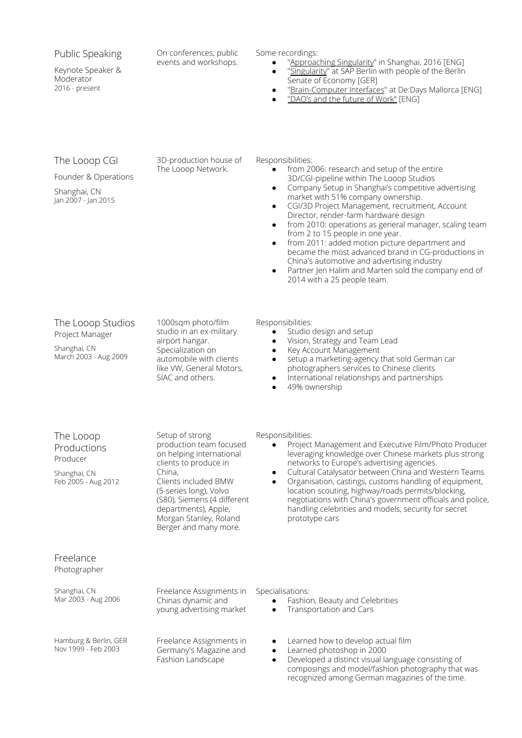## Public Speaking

Keynote Speaker & Moderator
2016 - present

On conferences, public events and workshops.

Some recordings:

- "Approaching Singularity" in Shanghai, 2016 [ENG]
- "Singularity" at SAP Berlin with people of the Berlin Senate of Economy [GER]
- "Brain-Computer Interfaces" at De:Days Mallorca [ENG]
- "DAO's and the future of Work" [ENG]

## The Looop CGI

Founder & Operations

Shanghai, CN
Jan 2007 - Jan 2015

3D-production house of The Looop Network.

Responsibilities:

- from 2006: research and setup of the entire 3D/CGI-pipeline within The Looop Studios
- Company Setup in Shanghai's competitive advertising market with 51% company ownership.
- CGI/3D Project Management, recruitment, Account Director, render-farm hardware design
- from 2010: operations as general manager, scaling team from 2 to 15 people in one year.
- from 2011: added motion picture department and became the most advanced brand in CG-productions in China's automotive and advertising industry
- Partner Jen Halim and Marten sold the company end of 2014 with a 25 people team.

## The Looop Studios

Project Manager

Shanghai, CN
March 2003 - Aug 2009

1000sqm photo/film studio in an ex-military airport hangar. Specialization on automobile with clients like VW, General Motors, SIAC and others.

Responsibilities:

- Studio design and setup
- Vision, Strategy and Team Lead
- Key Account Management
- setup a marketing-agency that sold German car photographers services to Chinese clients
- International relationships and partnerships
- 49% ownership

## The Looop Productions

Producer

Shanghai, CN
Feb 2005 - Aug 2012

Setup of strong production team focused on helping international clients to produce in China,
Clients included BMW (5-series long), Volvo (S80), Siemens (4 different departments), Apple, Morgan Stanley, Roland Berger and many more.

Responsibilities:

- Project Management and Executive Film/Photo Producer leveraging knowledge over Chinese markets plus strong networks to Europe's advertising agencies.
- Cultural Catalysator between China and Western Teams
- Organisation, castings, customs handling of equipment, location scouting, highway/roads permits/blocking, negotiations with China's government officials and police, handling celebrities and models, security for secret prototype cars

## Freelance

Photographer

Shanghai, CN
Mar 2003 - Aug 2006

Freelance Assignments in Chinas dynamic and young advertising market

Specialisations:

- Fashion, Beauty and Celebrities
- Transportation and Cars

Hamburg & Berlin, GER
Nov 1999 - Feb 2003

Freelance Assignments in Germany's Magazine and Fashion Landscape

- Learned how to develop actual film
- Learned photoshop in 2000
- Developed a distinct visual language consisting of composings and model/fashion photography that was recognized among German magazines of the time.